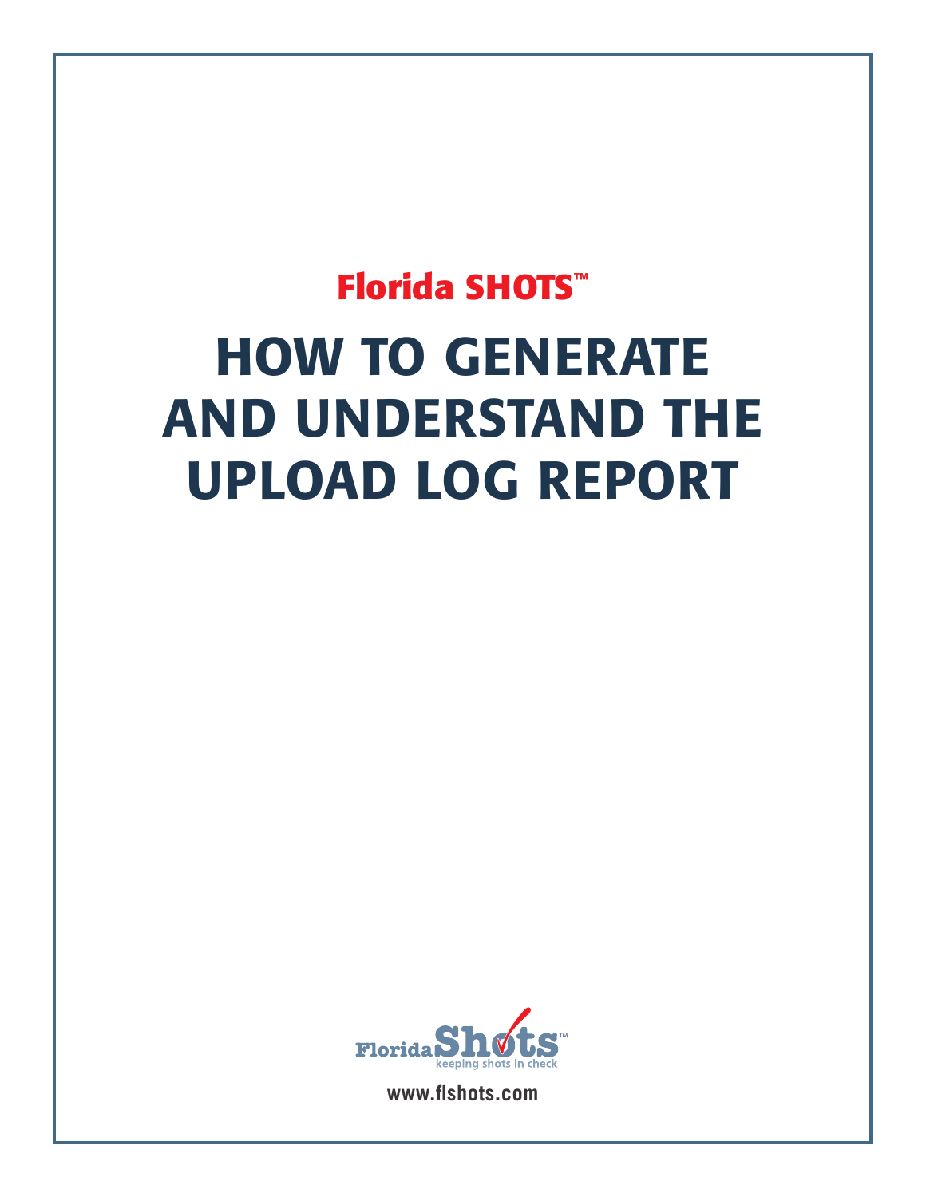Florida SHOTS™

# HOW TO GENERATE AND UNDERSTAND THE UPLOAD LOG REPORT

Florida Shots™
keeping shots in check

www.flshots.com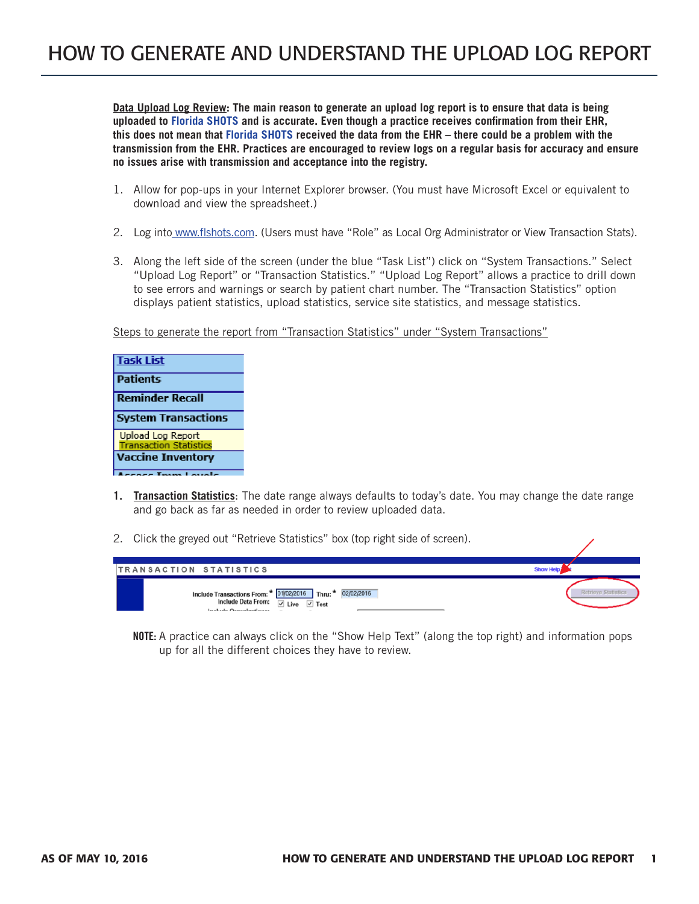# HOW TO GENERATE AND UNDERSTAND THE UPLOAD LOG REPORT

**Data Upload Log Review: The main reason to generate an upload log report is to ensure that data is being uploaded to Florida SHOTS and is accurate. Even though a practice receives confirmation from their EHR, this does not mean that Florida SHOTS received the data from the EHR – there could be a problem with the transmission from the EHR. Practices are encouraged to review logs on a regular basis for accuracy and ensure no issues arise with transmission and acceptance into the registry.**

1. Allow for pop-ups in your Internet Explorer browser. (You must have Microsoft Excel or equivalent to download and view the spreadsheet.)

2. Log into www.flshots.com. (Users must have "Role" as Local Org Administrator or View Transaction Stats).

3. Along the left side of the screen (under the blue "Task List") click on "System Transactions." Select "Upload Log Report" or "Transaction Statistics." "Upload Log Report" allows a practice to drill down to see errors and warnings or search by patient chart number. The "Transaction Statistics" option displays patient statistics, upload statistics, service site statistics, and message statistics.

Steps to generate the report from "Transaction Statistics" under "System Transactions"

Task List
Patients
Reminder Recall
System Transactions
Upload Log Report
Transaction Statistics
Vaccine Inventory

1. **Transaction Statistics**: The date range always defaults to today's date. You may change the date range and go back as far as needed in order to review uploaded data.

2. Click the greyed out "Retrieve Statistics" box (top right side of screen).

TRANSACTION STATISTICS — Show Help

Include Transactions From: * 01/02/2016 Thru: * 02/02/2016 — Retrieve Statistics
Include Data From: ☑ Live ☑ Test

**NOTE:** A practice can always click on the "Show Help Text" (along the top right) and information pops up for all the different choices they have to review.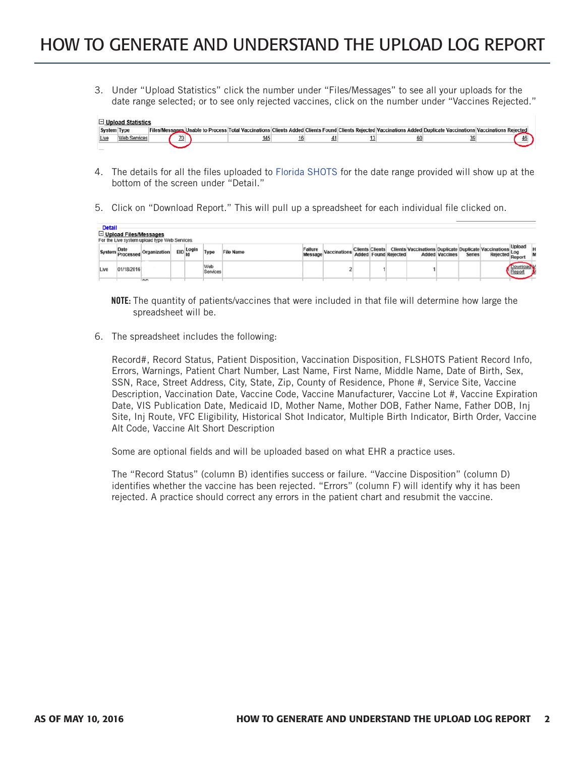3. Under "Upload Statistics" click the number under "Files/Messages" to see all your uploads for the date range selected; or to see only rejected vaccines, click on the number under "Vaccines Rejected."

**Upload Statistics**

| System | Type | Files/Messages | Unable to Process | Total Vaccinations | Clients Added | Clients Found | Clients Rejected | Vaccinations Added | Duplicate Vaccinations | Vaccinations Rejected |
|---|---|---|---|---|---|---|---|---|---|---|
| Live | Web Services | 70 | | 145 | 16 | 41 | 13 | 60 | 39 | 46 |

4. The details for all the files uploaded to Florida SHOTS for the date range provided will show up at the bottom of the screen under "Detail."

5. Click on "Download Report." This will pull up a spreadsheet for each individual file clicked on.

**Detail**

**Upload Files/Messages**

For the Live system upload type Web Services

| System | Date Processed | Organization | EID | Login Id | Type | File Name | Failure Message | Vaccinations | Clients Added | Clients Found | Clients Rejected | Vaccinations Added | Duplicate Vaccines | Duplicate Series | Vaccinations Rejected | Upload Log Report |
|---|---|---|---|---|---|---|---|---|---|---|---|---|---|---|---|---|
| Live | 01/18/2016 | | | | Web Services | | | 2 | | 1 | | 1 | | | | Download Report |

**NOTE:** The quantity of patients/vaccines that were included in that file will determine how large the spreadsheet will be.

6. The spreadsheet includes the following:

   Record#, Record Status, Patient Disposition, Vaccination Disposition, FLSHOTS Patient Record Info, Errors, Warnings, Patient Chart Number, Last Name, First Name, Middle Name, Date of Birth, Sex, SSN, Race, Street Address, City, State, Zip, County of Residence, Phone #, Service Site, Vaccine Description, Vaccination Date, Vaccine Code, Vaccine Manufacturer, Vaccine Lot #, Vaccine Expiration Date, VIS Publication Date, Medicaid ID, Mother Name, Mother DOB, Father Name, Father DOB, Inj Site, Inj Route, VFC Eligibility, Historical Shot Indicator, Multiple Birth Indicator, Birth Order, Vaccine Alt Code, Vaccine Alt Short Description

   Some are optional fields and will be uploaded based on what EHR a practice uses.

   The "Record Status" (column B) identifies success or failure. "Vaccine Disposition" (column D) identifies whether the vaccine has been rejected. "Errors" (column F) will identify why it has been rejected. A practice should correct any errors in the patient chart and resubmit the vaccine.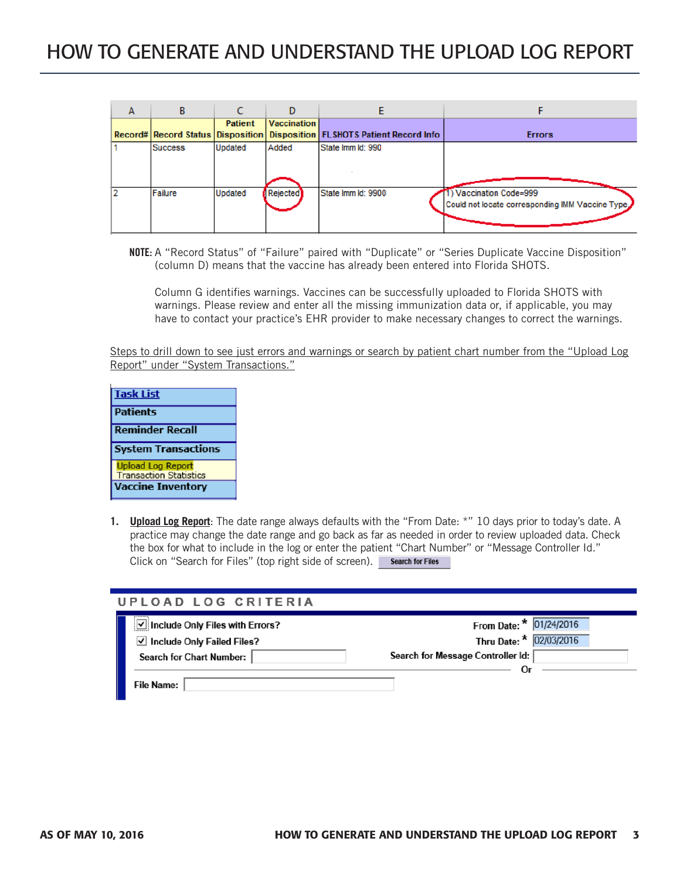# HOW TO GENERATE AND UNDERSTAND THE UPLOAD LOG REPORT

| A | B | C | D | E | F |
|---|---|---|---|---|---|
| Record# | Record Status | Patient Disposition | Vaccination Disposition | FLSHOTS Patient Record Info | Errors |
| 1 | Success | Updated | Added | State Imm Id: 990 | |
| 2 | Failure | Updated | Rejected | State Imm Id: 9900 | 1) Vaccination Code=999 Could not locate corresponding IMM Vaccine Type. |

**NOTE:** A "Record Status" of "Failure" paired with "Duplicate" or "Series Duplicate Vaccine Disposition" (column D) means that the vaccine has already been entered into Florida SHOTS.

Column G identifies warnings. Vaccines can be successfully uploaded to Florida SHOTS with warnings. Please review and enter all the missing immunization data or, if applicable, you may have to contact your practice's EHR provider to make necessary changes to correct the warnings.

Steps to drill down to see just errors and warnings or search by patient chart number from the "Upload Log Report" under "System Transactions."

- Task List
- Patients
- Reminder Recall
- System Transactions
  - Upload Log Report
  - Transaction Statistics
- Vaccine Inventory

1. **Upload Log Report**: The date range always defaults with the "From Date: *" 10 days prior to today's date. A practice may change the date range and go back as far as needed in order to review uploaded data. Check the box for what to include in the log or enter the patient "Chart Number" or "Message Controller Id." Click on "Search for Files" (top right side of screen). Search for Files

**UPLOAD LOG CRITERIA**

- ☑ Include Only Files with Errors?
- ☑ Include Only Failed Files?
- Search for Chart Number:
- From Date: * 01/24/2016
- Thru Date: * 02/03/2016
- Search for Message Controller Id:
- Or
- File Name: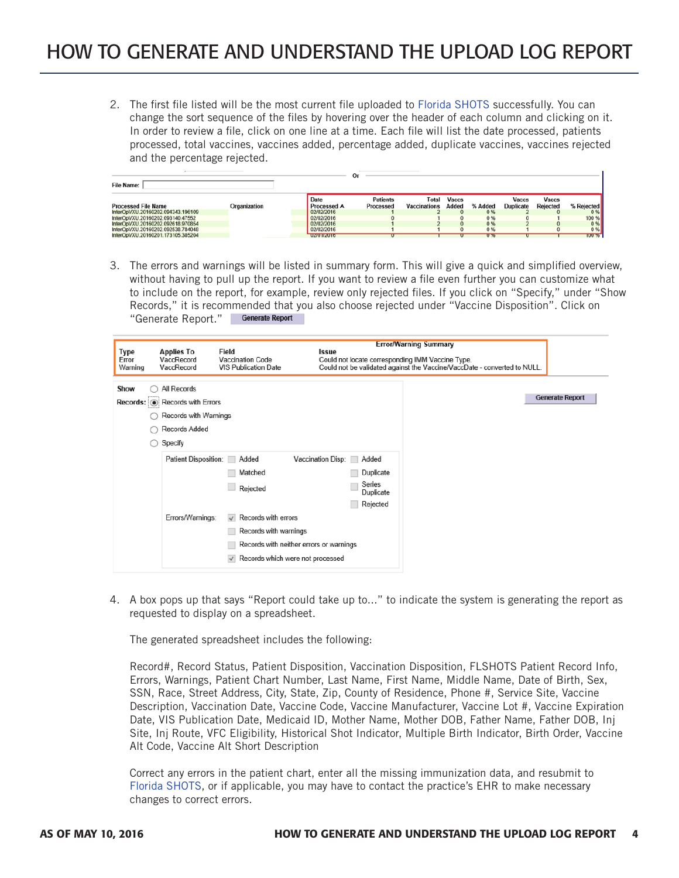# HOW TO GENERATE AND UNDERSTAND THE UPLOAD LOG REPORT

2. The first file listed will be the most current file uploaded to Florida SHOTS successfully. You can change the sort sequence of the files by hovering over the header of each column and clicking on it. In order to review a file, click on one line at a time. Each file will list the date processed, patients processed, total vaccines, vaccines added, percentage added, duplicate vaccines, vaccines rejected and the percentage rejected.

File Name:

| Processed File Name | Organization | Date Processed ▲ | Patients Processed | Total Vaccinations | Vaccs Added | % Added | Vaccs Duplicate | Vaccs Rejected | % Rejected |
|---|---|---|---|---|---|---|---|---|---|
| InterOpVXU.20160202.094343.196109 | | 02/02/2016 | 1 | 2 | 0 | 0 % | 2 | 0 | 0 % |
| InterOpVXU.20160202.093140.47552 | | 02/02/2016 | 0 | 1 | 0 | 0 % | 0 | 1 | 100 % |
| InterOpVXU.20160202.092618.970854 | | 02/02/2016 | 1 | 2 | 0 | 0 % | 2 | 0 | 0 % |
| InterOpVXU.20160202.092538.784048 | | 02/02/2016 | 1 | 1 | 0 | 0 % | 1 | 0 | 0 % |
| InterOpVXU.20160201.173105.385204 | | 02/01/2016 | 0 | 1 | 0 | 0 % | 0 | 1 | 100 % |

3. The errors and warnings will be listed in summary form. This will give a quick and simplified overview, without having to pull up the report. If you want to review a file even further you can customize what to include on the report, for example, review only rejected files. If you click on "Specify," under "Show Records," it is recommended that you also choose rejected under "Vaccine Disposition". Click on "Generate Report." Generate Report

Error/Warning Summary

| Type | Applies To | Field | Issue |
|---|---|---|---|
| Error | VaccRecord | Vaccination Code | Could not locate corresponding IMM Vaccine Type. |
| Warning | VaccRecord | VIS Publication Date | Could not be validated against the Vaccine/VaccDate - converted to NULL. |

Show Records:
- ○ All Records
- ◉ Records with Errors
- ○ Records with Warnings
- ○ Records Added
- ○ Specify

Patient Disposition: ☐ Added ☐ Matched ☐ Rejected

Vaccination Disp: ☐ Added ☐ Duplicate ☐ Series Duplicate ☐ Rejected

Errors/Warnings: ☑ Records with errors ☐ Records with warnings ☐ Records with neither errors or warnings ☑ Records which were not processed

Generate Report

4. A box pops up that says "Report could take up to..." to indicate the system is generating the report as requested to display on a spreadsheet.

   The generated spreadsheet includes the following:

   Record#, Record Status, Patient Disposition, Vaccination Disposition, FLSHOTS Patient Record Info, Errors, Warnings, Patient Chart Number, Last Name, First Name, Middle Name, Date of Birth, Sex, SSN, Race, Street Address, City, State, Zip, County of Residence, Phone #, Service Site, Vaccine Description, Vaccination Date, Vaccine Code, Vaccine Manufacturer, Vaccine Lot #, Vaccine Expiration Date, VIS Publication Date, Medicaid ID, Mother Name, Mother DOB, Father Name, Father DOB, Inj Site, Inj Route, VFC Eligibility, Historical Shot Indicator, Multiple Birth Indicator, Birth Order, Vaccine Alt Code, Vaccine Alt Short Description

   Correct any errors in the patient chart, enter all the missing immunization data, and resubmit to Florida SHOTS, or if applicable, you may have to contact the practice's EHR to make necessary changes to correct errors.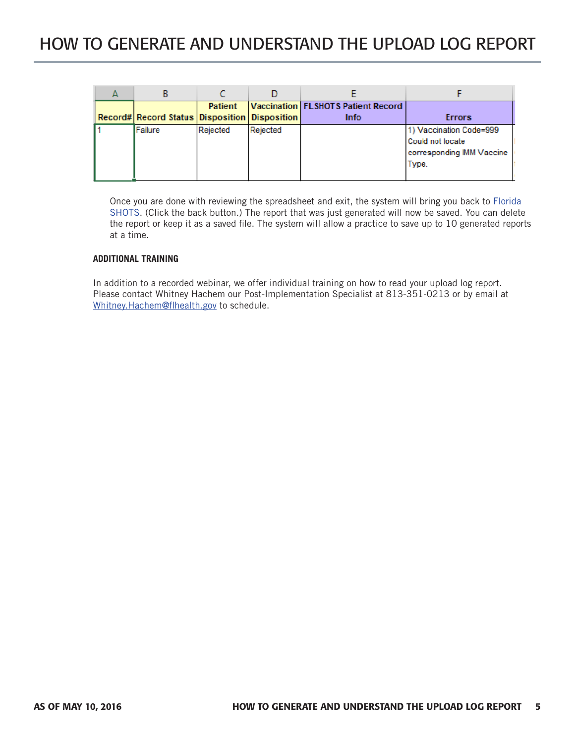| Record# | Record Status | Patient Disposition | Vaccination Disposition | FLSHOTS Patient Record Info | Errors |
|---|---|---|---|---|---|
| 1 | Failure | Rejected | Rejected | | 1) Vaccination Code=999 Could not locate corresponding IMM Vaccine Type. |

Once you are done with reviewing the spreadsheet and exit, the system will bring you back to Florida SHOTS. (Click the back button.) The report that was just generated will now be saved. You can delete the report or keep it as a saved file. The system will allow a practice to save up to 10 generated reports at a time.

### ADDITIONAL TRAINING

In addition to a recorded webinar, we offer individual training on how to read your upload log report. Please contact Whitney Hachem our Post-Implementation Specialist at 813-351-0213 or by email at Whitney.Hachem@flhealth.gov to schedule.